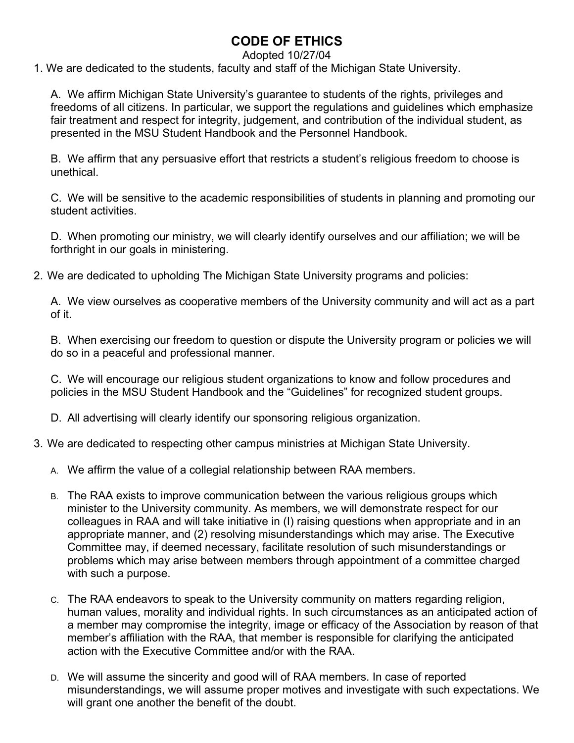# CODE OF ETHICS

Adopted 10/27/04

1. We are dedicated to the students, faculty and staff of the Michigan State University.

   A. We affirm Michigan State University's guarantee to students of the rights, privileges and freedoms of all citizens. In particular, we support the regulations and guidelines which emphasize fair treatment and respect for integrity, judgement, and contribution of the individual student, as presented in the MSU Student Handbook and the Personnel Handbook.

   B. We affirm that any persuasive effort that restricts a student's religious freedom to choose is unethical.

   C. We will be sensitive to the academic responsibilities of students in planning and promoting our student activities.

   D. When promoting our ministry, we will clearly identify ourselves and our affiliation; we will be forthright in our goals in ministering.

2. We are dedicated to upholding The Michigan State University programs and policies:

   A. We view ourselves as cooperative members of the University community and will act as a part of it.

   B. When exercising our freedom to question or dispute the University program or policies we will do so in a peaceful and professional manner.

   C. We will encourage our religious student organizations to know and follow procedures and policies in the MSU Student Handbook and the "Guidelines" for recognized student groups.

   D. All advertising will clearly identify our sponsoring religious organization.

3. We are dedicated to respecting other campus ministries at Michigan State University.

   A. We affirm the value of a collegial relationship between RAA members.

   B. The RAA exists to improve communication between the various religious groups which minister to the University community. As members, we will demonstrate respect for our colleagues in RAA and will take initiative in (I) raising questions when appropriate and in an appropriate manner, and (2) resolving misunderstandings which may arise. The Executive Committee may, if deemed necessary, facilitate resolution of such misunderstandings or problems which may arise between members through appointment of a committee charged with such a purpose.

   C. The RAA endeavors to speak to the University community on matters regarding religion, human values, morality and individual rights. In such circumstances as an anticipated action of a member may compromise the integrity, image or efficacy of the Association by reason of that member's affiliation with the RAA, that member is responsible for clarifying the anticipated action with the Executive Committee and/or with the RAA.

   D. We will assume the sincerity and good will of RAA members. In case of reported misunderstandings, we will assume proper motives and investigate with such expectations. We will grant one another the benefit of the doubt.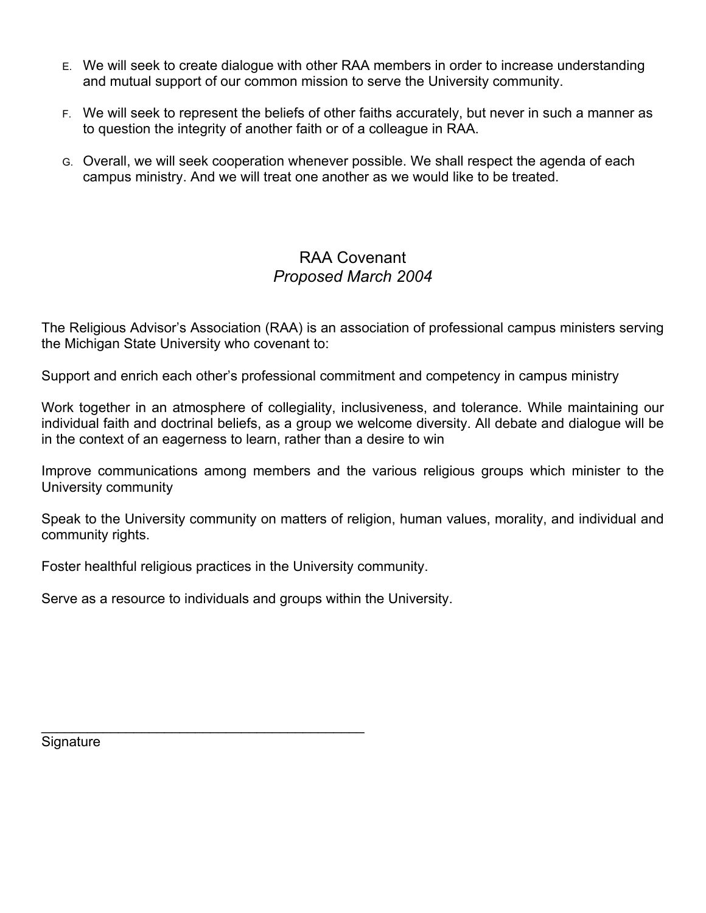E. We will seek to create dialogue with other RAA members in order to increase understanding and mutual support of our common mission to serve the University community.

F. We will seek to represent the beliefs of other faiths accurately, but never in such a manner as to question the integrity of another faith or of a colleague in RAA.

G. Overall, we will seek cooperation whenever possible. We shall respect the agenda of each campus ministry. And we will treat one another as we would like to be treated.

## RAA Covenant
*Proposed March 2004*

The Religious Advisor's Association (RAA) is an association of professional campus ministers serving the Michigan State University who covenant to:

Support and enrich each other's professional commitment and competency in campus ministry

Work together in an atmosphere of collegiality, inclusiveness, and tolerance. While maintaining our individual faith and doctrinal beliefs, as a group we welcome diversity. All debate and dialogue will be in the context of an eagerness to learn, rather than a desire to win

Improve communications among members and the various religious groups which minister to the University community

Speak to the University community on matters of religion, human values, morality, and individual and community rights.

Foster healthful religious practices in the University community.

Serve as a resource to individuals and groups within the University.

___________________________________________
Signature